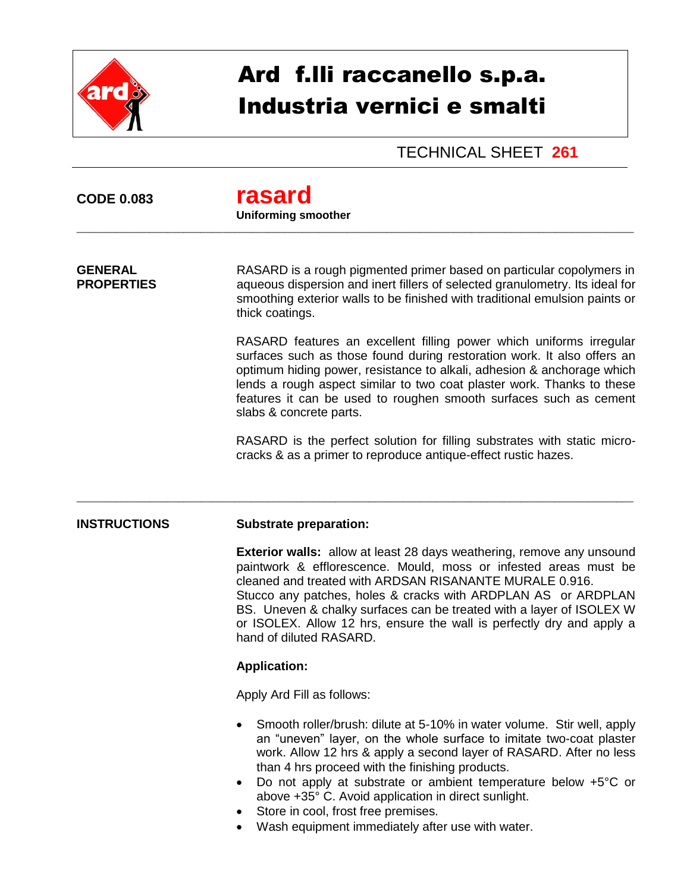# Ard f.lli raccanello s.p.a.
# Industria vernici e smalti

TECHNICAL SHEET **261**

**CODE 0.083**

## rasard

**Uniforming smoother**

---

**GENERAL PROPERTIES**

RASARD is a rough pigmented primer based on particular copolymers in aqueous dispersion and inert fillers of selected granulometry. Its ideal for smoothing exterior walls to be finished with traditional emulsion paints or thick coatings.

RASARD features an excellent filling power which uniforms irregular surfaces such as those found during restoration work. It also offers an optimum hiding power, resistance to alkali, adhesion & anchorage which lends a rough aspect similar to two coat plaster work. Thanks to these features it can be used to roughen smooth surfaces such as cement slabs & concrete parts.

RASARD is the perfect solution for filling substrates with static micro-cracks & as a primer to reproduce antique-effect rustic hazes.

---

**INSTRUCTIONS**

**Substrate preparation:**

**Exterior walls:** allow at least 28 days weathering, remove any unsound paintwork & efflorescence. Mould, moss or infested areas must be cleaned and treated with ARDSAN RISANANTE MURALE 0.916.
Stucco any patches, holes & cracks with ARDPLAN AS or ARDPLAN BS. Uneven & chalky surfaces can be treated with a layer of ISOLEX W or ISOLEX. Allow 12 hrs, ensure the wall is perfectly dry and apply a hand of diluted RASARD.

**Application:**

Apply Ard Fill as follows:

- Smooth roller/brush: dilute at 5-10% in water volume. Stir well, apply an "uneven" layer, on the whole surface to imitate two-coat plaster work. Allow 12 hrs & apply a second layer of RASARD. After no less than 4 hrs proceed with the finishing products.
- Do not apply at substrate or ambient temperature below +5°C or above +35° C. Avoid application in direct sunlight.
- Store in cool, frost free premises.
- Wash equipment immediately after use with water.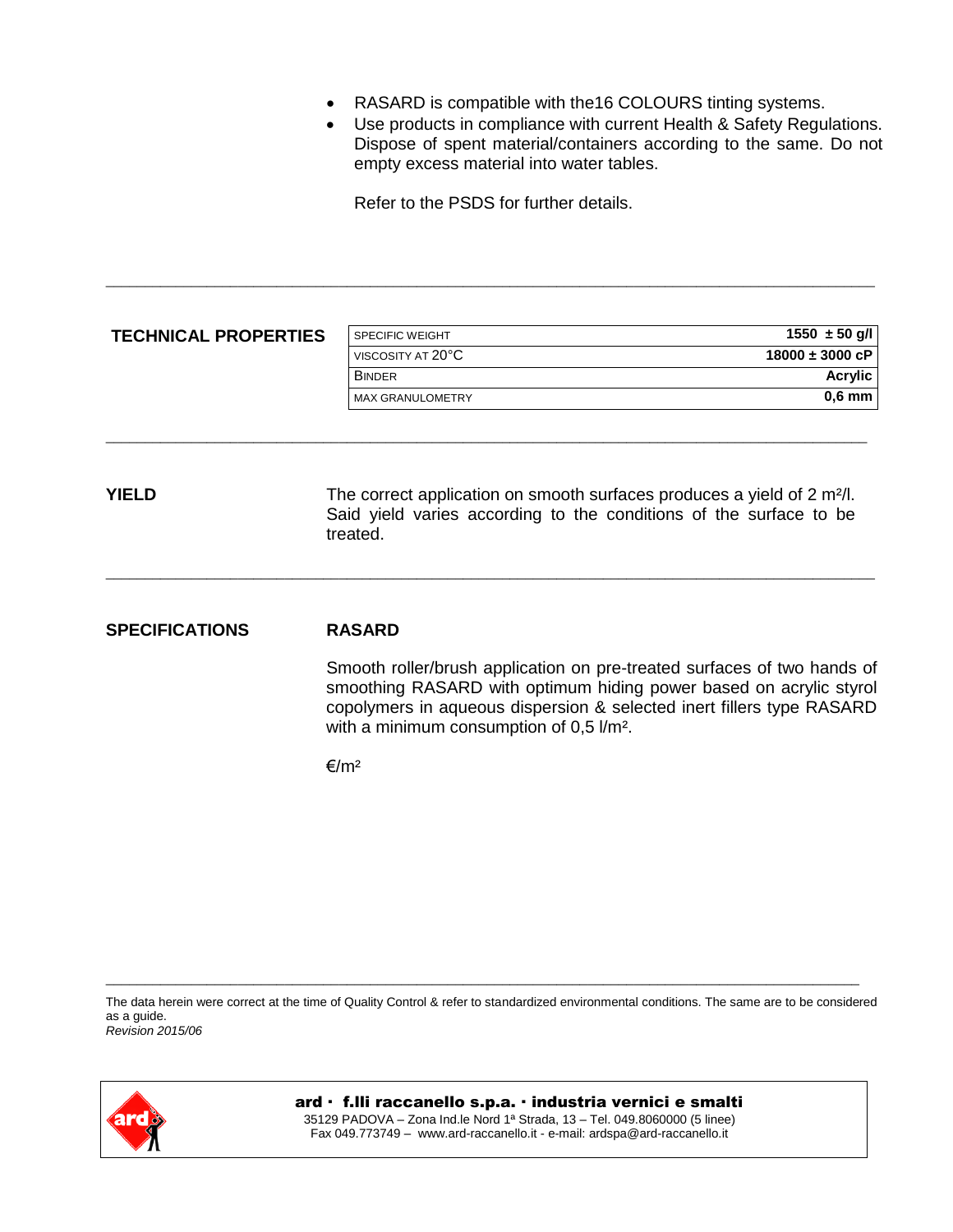- RASARD is compatible with the16 COLOURS tinting systems.
- Use products in compliance with current Health & Safety Regulations. Dispose of spent material/containers according to the same. Do not empty excess material into water tables.

  Refer to the PSDS for further details.

---

## TECHNICAL PROPERTIES

| | |
|---|---|
| SPECIFIC WEIGHT | **1550 ± 50 g/l** |
| VISCOSITY AT 20°C | **18000 ± 3000 cP** |
| BINDER | **Acrylic** |
| MAX GRANULOMETRY | **0,6 mm** |

---

## YIELD

The correct application on smooth surfaces produces a yield of 2 m²/l. Said yield varies according to the conditions of the surface to be treated.

---

## SPECIFICATIONS

**RASARD**

Smooth roller/brush application on pre-treated surfaces of two hands of smoothing RASARD with optimum hiding power based on acrylic styrol copolymers in aqueous dispersion & selected inert fillers type RASARD with a minimum consumption of 0,5 l/m².

€/m²

---

The data herein were correct at the time of Quality Control & refer to standardized environmental conditions. The same are to be considered as a guide.
*Revision 2015/06*

**ard · f.lli raccanello s.p.a. · industria vernici e smalti**
35129 PADOVA – Zona Ind.le Nord 1ª Strada, 13 – Tel. 049.8060000 (5 linee)
Fax 049.773749 – www.ard-raccanello.it - e-mail: ardspa@ard-raccanello.it